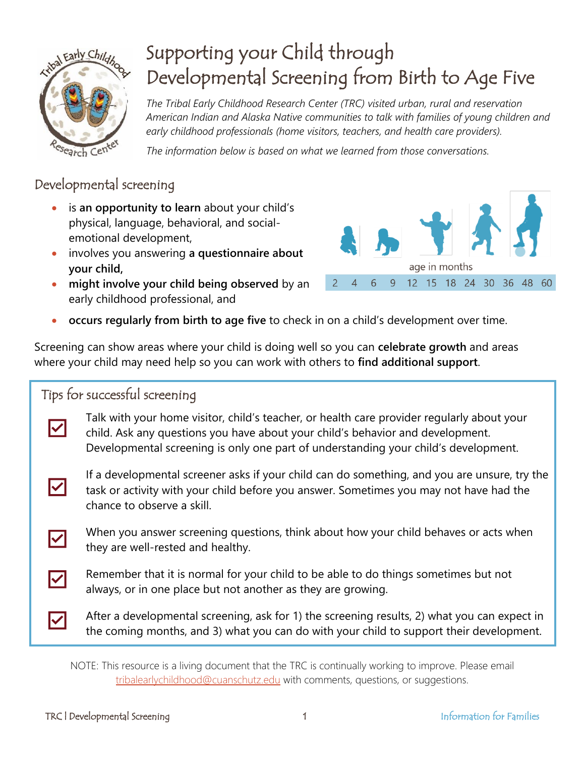# Supporting your Child through Developmental Screening from Birth to Age Five

*The Tribal Early Childhood Research Center (TRC) visited urban, rural and reservation American Indian and Alaska Native communities to talk with families of young children and early childhood professionals (home visitors, teachers, and health care providers).*

*The information below is based on what we learned from those conversations.*

## Developmental screening

- is **an opportunity to learn** about your child's physical, language, behavioral, and social-emotional development,
- involves you answering **a questionnaire about your child,**
- **might involve your child being observed** by an early childhood professional, and
- **occurs regularly from birth to age five** to check in on a child's development over time.

age in months

2 4 6 9 12 15 18 24 30 36 48 60

Screening can show areas where your child is doing well so you can **celebrate growth** and areas where your child may need help so you can work with others to **find additional support**.

## Tips for successful screening

- ☑ Talk with your home visitor, child's teacher, or health care provider regularly about your child. Ask any questions you have about your child's behavior and development. Developmental screening is only one part of understanding your child's development.
- ☑ If a developmental screener asks if your child can do something, and you are unsure, try the task or activity with your child before you answer. Sometimes you may not have had the chance to observe a skill.
- ☑ When you answer screening questions, think about how your child behaves or acts when they are well-rested and healthy.
- ☑ Remember that it is normal for your child to be able to do things sometimes but not always, or in one place but not another as they are growing.
- ☑ After a developmental screening, ask for 1) the screening results, 2) what you can expect in the coming months, and 3) what you can do with your child to support their development.

NOTE: This resource is a living document that the TRC is continually working to improve. Please email tribalearlychildhood@cuanschutz.edu with comments, questions, or suggestions.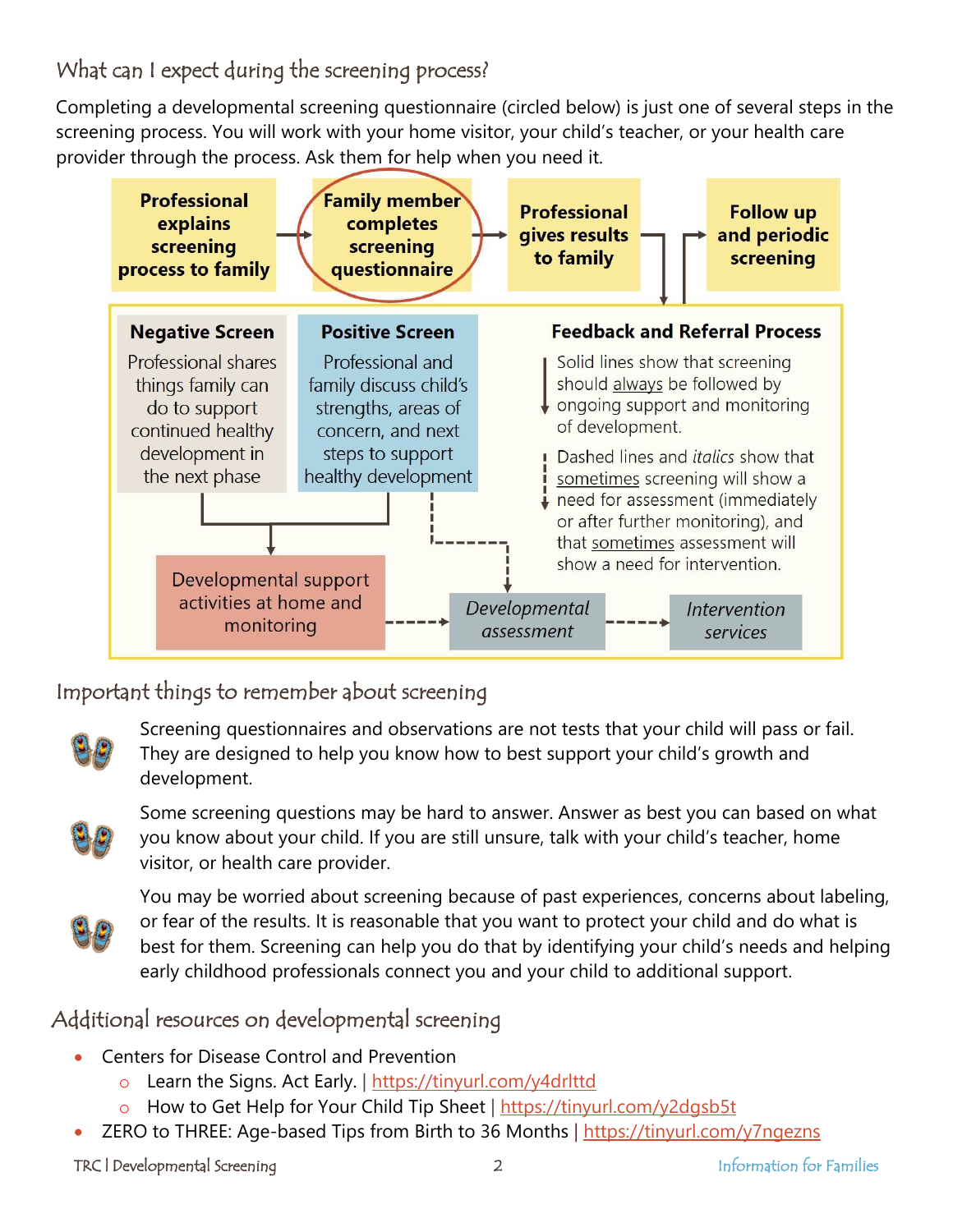## What can I expect during the screening process?

Completing a developmental screening questionnaire (circled below) is just one of several steps in the screening process. You will work with your home visitor, your child's teacher, or your health care provider through the process. Ask them for help when you need it.

**Professional explains screening process to family**

**Family member completes screening questionnaire**

**Professional gives results to family**

**Follow up and periodic screening**

**Negative Screen**

Professional shares things family can do to support continued healthy development in the next phase

**Positive Screen**

Professional and family discuss child's strengths, areas of concern, and next steps to support healthy development

**Feedback and Referral Process**

Solid lines show that screening should always be followed by ongoing support and monitoring of development.

Dashed lines and *italics* show that sometimes screening will show a need for assessment (immediately or after further monitoring), and that sometimes assessment will show a need for intervention.

Developmental support activities at home and monitoring

*Developmental assessment*

*Intervention services*

## Important things to remember about screening

Screening questionnaires and observations are not tests that your child will pass or fail. They are designed to help you know how to best support your child's growth and development.

Some screening questions may be hard to answer. Answer as best you can based on what you know about your child. If you are still unsure, talk with your child's teacher, home visitor, or health care provider.

You may be worried about screening because of past experiences, concerns about labeling, or fear of the results. It is reasonable that you want to protect your child and do what is best for them. Screening can help you do that by identifying your child's needs and helping early childhood professionals connect you and your child to additional support.

## Additional resources on developmental screening

- Centers for Disease Control and Prevention
  - Learn the Signs. Act Early. | https://tinyurl.com/y4drlttd
  - How to Get Help for Your Child Tip Sheet | https://tinyurl.com/y2dgsb5t
- ZERO to THREE: Age-based Tips from Birth to 36 Months | https://tinyurl.com/y7ngezns